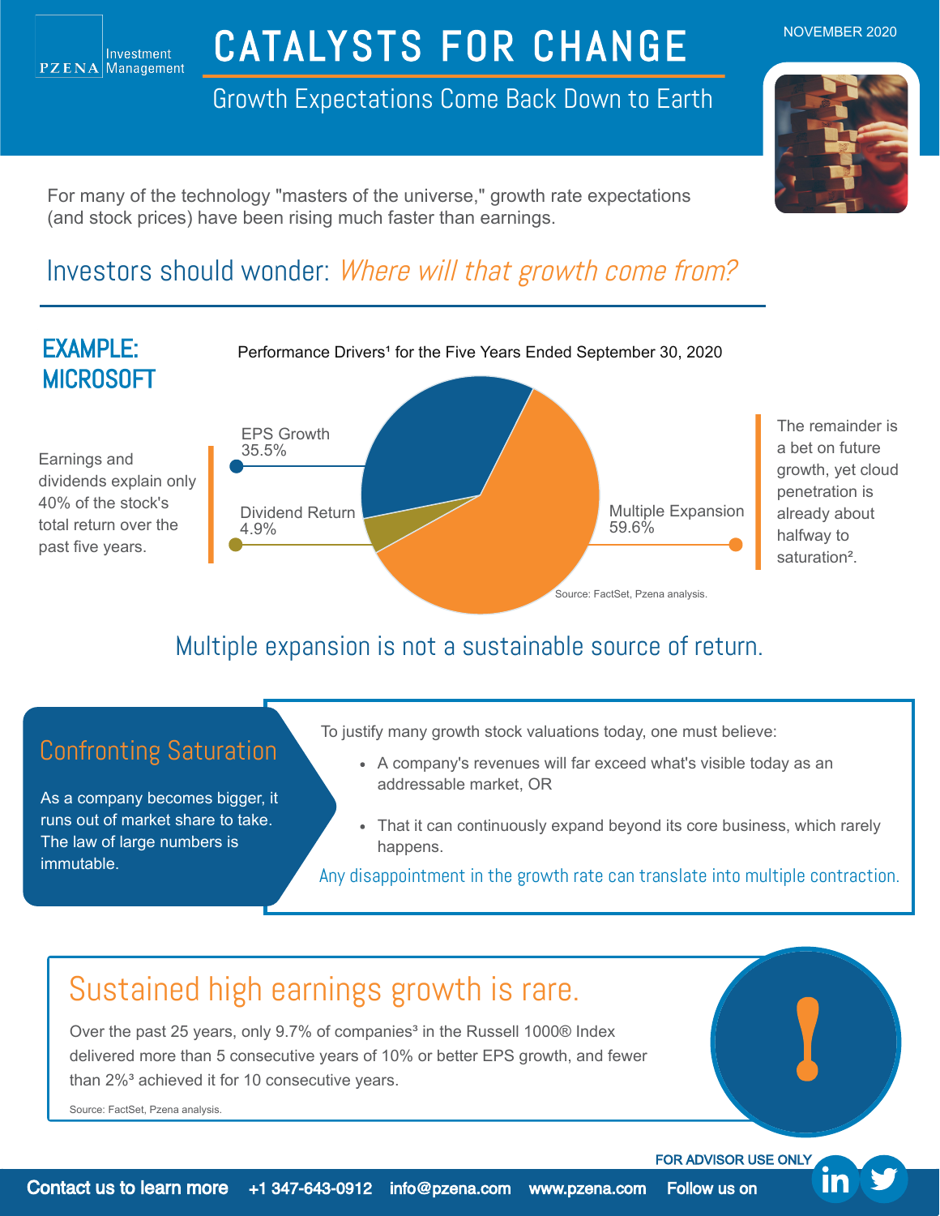Pzena Investment Management

NOVEMBER 2020

# CATALYSTS FOR CHANGE

## Growth Expectations Come Back Down to Earth

For many of the technology "masters of the universe," growth rate expectations (and stock prices) have been rising much faster than earnings.

## Investors should wonder: *Where will that growth come from?*

### EXAMPLE: MICROSOFT

Performance Drivers[1] for the Five Years Ended September 30, 2020

| Driver | Share |
| --- | --- |
| EPS Growth | 35.5% |
| Dividend Return | 4.9% |
| Multiple Expansion | 59.6% |

Source: FactSet, Pzena analysis.

Earnings and dividends explain only 40% of the stock's total return over the past five years.

The remainder is a bet on future growth, yet cloud penetration is already about halfway to saturation[2].

## Multiple expansion is not a sustainable source of return.

### Confronting Saturation

As a company becomes bigger, it runs out of market share to take. The law of large numbers is immutable.

To justify many growth stock valuations today, one must believe:

- A company's revenues will far exceed what's visible today as an addressable market, OR
- That it can continuously expand beyond its core business, which rarely happens.

Any disappointment in the growth rate can translate into multiple contraction.

## Sustained high earnings growth is rare.

Over the past 25 years, only 9.7% of companies[3] in the Russell 1000® Index delivered more than 5 consecutive years of 10% or better EPS growth, and fewer than 2%[3] achieved it for 10 consecutive years.

Source: FactSet, Pzena analysis.

FOR ADVISOR USE ONLY

Contact us to learn more +1 347-643-0912 info@pzena.com www.pzena.com Follow us on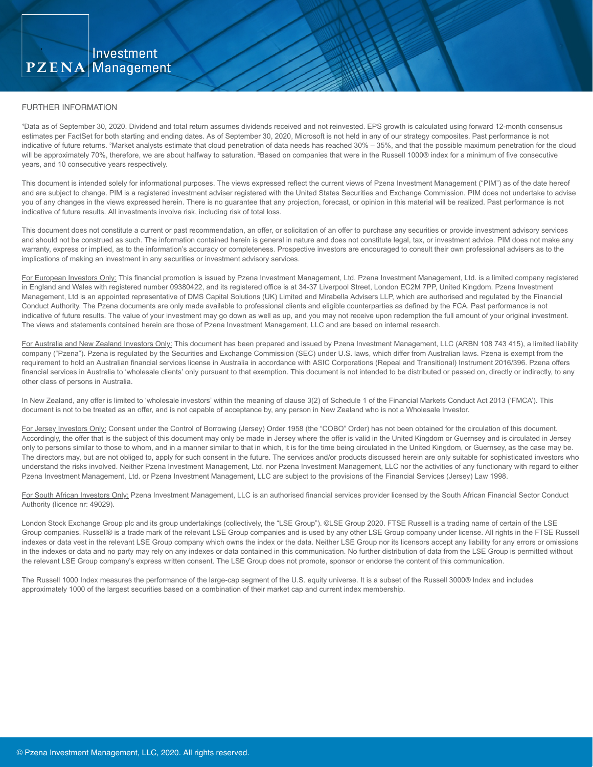FURTHER INFORMATION

[1]Data as of September 30, 2020. Dividend and total return assumes dividends received and not reinvested. EPS growth is calculated using forward 12-month consensus estimates per FactSet for both starting and ending dates. As of September 30, 2020, Microsoft is not held in any of our strategy composites. Past performance is not indicative of future returns. [2]Market analysts estimate that cloud penetration of data needs has reached 30% – 35%, and that the possible maximum penetration for the cloud will be approximately 70%, therefore, we are about halfway to saturation. [3]Based on companies that were in the Russell 1000® index for a minimum of five consecutive years, and 10 consecutive years respectively.

This document is intended solely for informational purposes. The views expressed reflect the current views of Pzena Investment Management ("PIM") as of the date hereof and are subject to change. PIM is a registered investment adviser registered with the United States Securities and Exchange Commission. PIM does not undertake to advise you of any changes in the views expressed herein. There is no guarantee that any projection, forecast, or opinion in this material will be realized. Past performance is not indicative of future results. All investments involve risk, including risk of total loss.

This document does not constitute a current or past recommendation, an offer, or solicitation of an offer to purchase any securities or provide investment advisory services and should not be construed as such. The information contained herein is general in nature and does not constitute legal, tax, or investment advice. PIM does not make any warranty, express or implied, as to the information's accuracy or completeness. Prospective investors are encouraged to consult their own professional advisers as to the implications of making an investment in any securities or investment advisory services.

For European Investors Only: This financial promotion is issued by Pzena Investment Management, Ltd. Pzena Investment Management, Ltd. is a limited company registered in England and Wales with registered number 09380422, and its registered office is at 34-37 Liverpool Street, London EC2M 7PP, United Kingdom. Pzena Investment Management, Ltd is an appointed representative of DMS Capital Solutions (UK) Limited and Mirabella Advisers LLP, which are authorised and regulated by the Financial Conduct Authority. The Pzena documents are only made available to professional clients and eligible counterparties as defined by the FCA. Past performance is not indicative of future results. The value of your investment may go down as well as up, and you may not receive upon redemption the full amount of your original investment. The views and statements contained herein are those of Pzena Investment Management, LLC and are based on internal research.

For Australia and New Zealand Investors Only: This document has been prepared and issued by Pzena Investment Management, LLC (ARBN 108 743 415), a limited liability company ("Pzena"). Pzena is regulated by the Securities and Exchange Commission (SEC) under U.S. laws, which differ from Australian laws. Pzena is exempt from the requirement to hold an Australian financial services license in Australia in accordance with ASIC Corporations (Repeal and Transitional) Instrument 2016/396. Pzena offers financial services in Australia to 'wholesale clients' only pursuant to that exemption. This document is not intended to be distributed or passed on, directly or indirectly, to any other class of persons in Australia.

In New Zealand, any offer is limited to 'wholesale investors' within the meaning of clause 3(2) of Schedule 1 of the Financial Markets Conduct Act 2013 ('FMCA'). This document is not to be treated as an offer, and is not capable of acceptance by, any person in New Zealand who is not a Wholesale Investor.

For Jersey Investors Only: Consent under the Control of Borrowing (Jersey) Order 1958 (the "COBO" Order) has not been obtained for the circulation of this document. Accordingly, the offer that is the subject of this document may only be made in Jersey where the offer is valid in the United Kingdom or Guernsey and is circulated in Jersey only to persons similar to those to whom, and in a manner similar to that in which, it is for the time being circulated in the United Kingdom, or Guernsey, as the case may be. The directors may, but are not obliged to, apply for such consent in the future. The services and/or products discussed herein are only suitable for sophisticated investors who understand the risks involved. Neither Pzena Investment Management, Ltd. nor Pzena Investment Management, LLC nor the activities of any functionary with regard to either Pzena Investment Management, Ltd. or Pzena Investment Management, LLC are subject to the provisions of the Financial Services (Jersey) Law 1998.

For South African Investors Only: Pzena Investment Management, LLC is an authorised financial services provider licensed by the South African Financial Sector Conduct Authority (licence nr: 49029).

London Stock Exchange Group plc and its group undertakings (collectively, the "LSE Group"). ©LSE Group 2020. FTSE Russell is a trading name of certain of the LSE Group companies. Russell® is a trade mark of the relevant LSE Group companies and is used by any other LSE Group company under license. All rights in the FTSE Russell indexes or data vest in the relevant LSE Group company which owns the index or the data. Neither LSE Group nor its licensors accept any liability for any errors or omissions in the indexes or data and no party may rely on any indexes or data contained in this communication. No further distribution of data from the LSE Group is permitted without the relevant LSE Group company's express written consent. The LSE Group does not promote, sponsor or endorse the content of this communication.

The Russell 1000 Index measures the performance of the large-cap segment of the U.S. equity universe. It is a subset of the Russell 3000® Index and includes approximately 1000 of the largest securities based on a combination of their market cap and current index membership.

© Pzena Investment Management, LLC, 2020. All rights reserved.